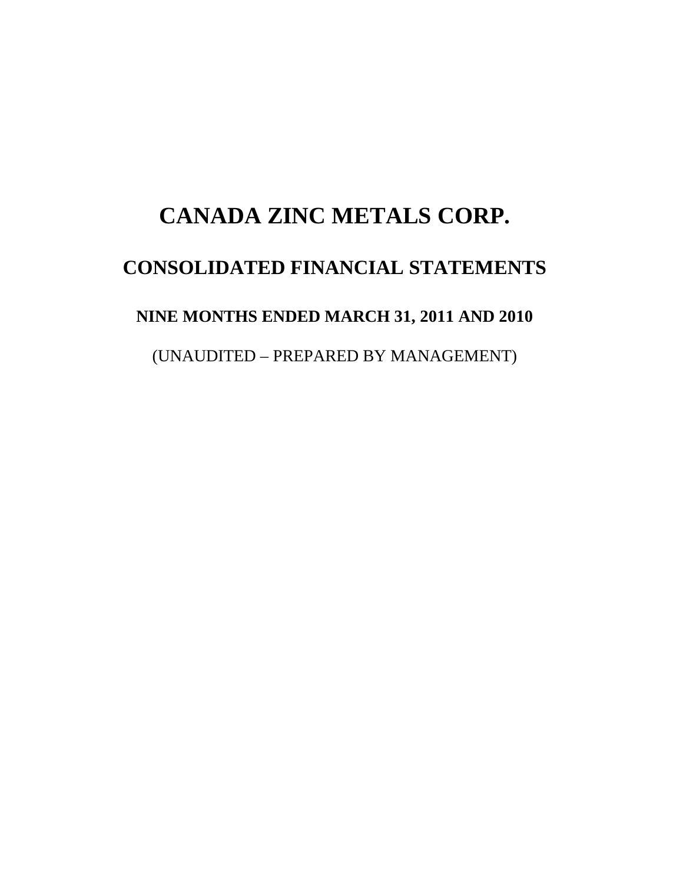# CANADA ZINC METALS CORP.

## CONSOLIDATED FINANCIAL STATEMENTS

### NINE MONTHS ENDED MARCH 31, 2011 AND 2010

(UNAUDITED – PREPARED BY MANAGEMENT)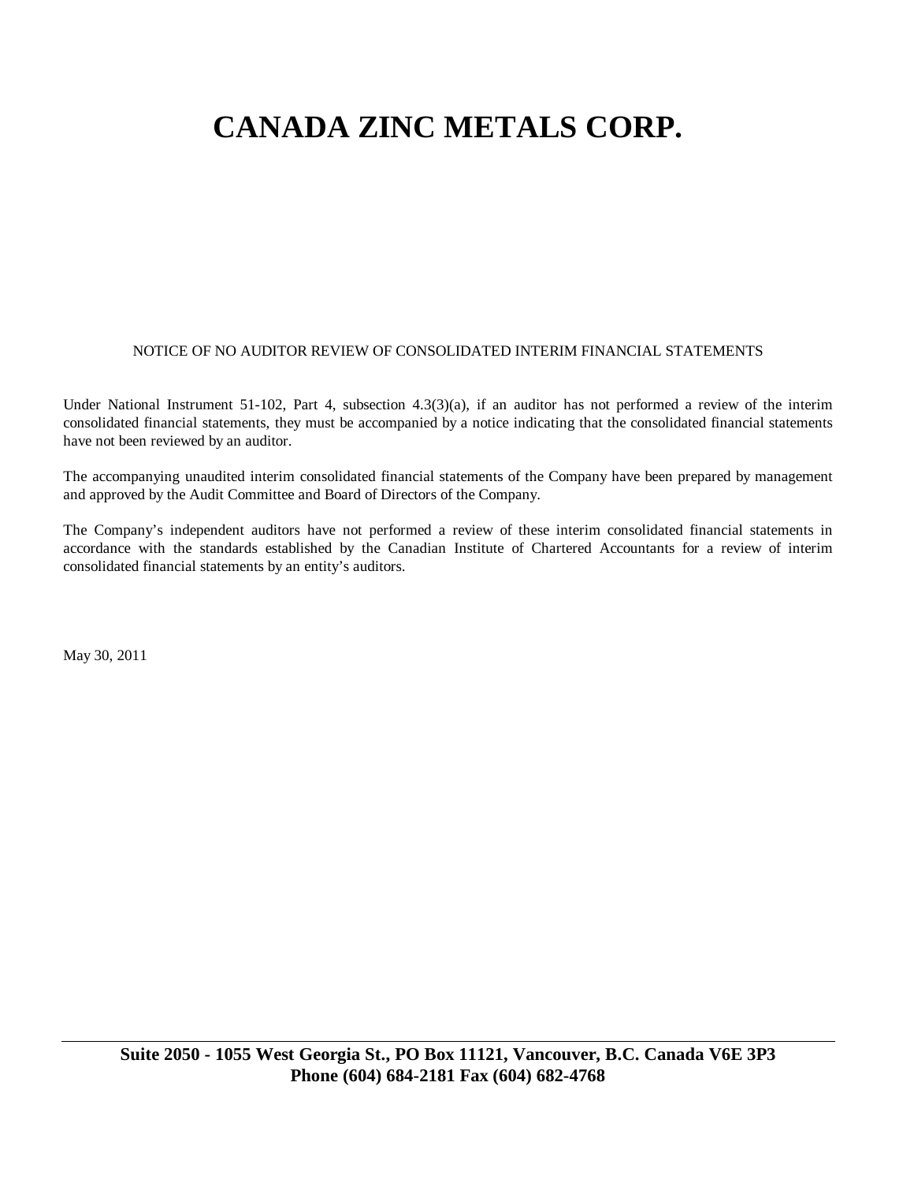# CANADA ZINC METALS CORP.

NOTICE OF NO AUDITOR REVIEW OF CONSOLIDATED INTERIM FINANCIAL STATEMENTS

Under National Instrument 51-102, Part 4, subsection 4.3(3)(a), if an auditor has not performed a review of the interim consolidated financial statements, they must be accompanied by a notice indicating that the consolidated financial statements have not been reviewed by an auditor.

The accompanying unaudited interim consolidated financial statements of the Company have been prepared by management and approved by the Audit Committee and Board of Directors of the Company.

The Company's independent auditors have not performed a review of these interim consolidated financial statements in accordance with the standards established by the Canadian Institute of Chartered Accountants for a review of interim consolidated financial statements by an entity's auditors.

May 30, 2011

**Suite 2050 - 1055 West Georgia St., PO Box 11121, Vancouver, B.C. Canada V6E 3P3**
**Phone (604) 684-2181 Fax (604) 682-4768**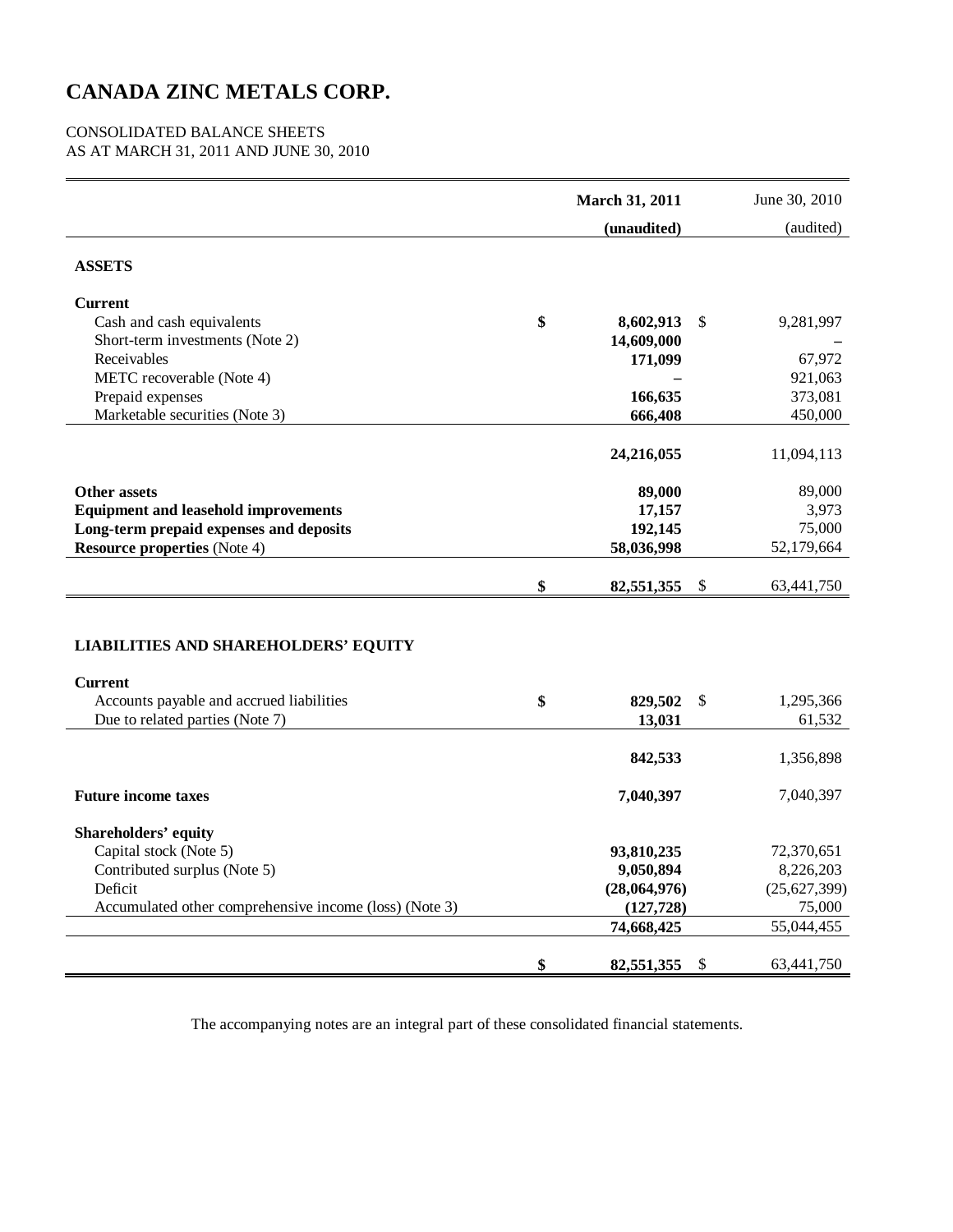# CANADA ZINC METALS CORP.

CONSOLIDATED BALANCE SHEETS
AS AT MARCH 31, 2011 AND JUNE 30, 2010

| | March 31, 2011 (unaudited) | June 30, 2010 (audited) |
|---|---|---|
| **ASSETS** | | |
| **Current** | | |
| Cash and cash equivalents | $ 8,602,913 | $ 9,281,997 |
| Short-term investments (Note 2) | 14,609,000 | – |
| Receivables | 171,099 | 67,972 |
| METC recoverable (Note 4) | – | 921,063 |
| Prepaid expenses | 166,635 | 373,081 |
| Marketable securities (Note 3) | 666,408 | 450,000 |
| | 24,216,055 | 11,094,113 |
| **Other assets** | 89,000 | 89,000 |
| **Equipment and leasehold improvements** | 17,157 | 3,973 |
| **Long-term prepaid expenses and deposits** | 192,145 | 75,000 |
| **Resource properties** (Note 4) | 58,036,998 | 52,179,664 |
| | $ 82,551,355 | $ 63,441,750 |
| **LIABILITIES AND SHAREHOLDERS' EQUITY** | | |
| **Current** | | |
| Accounts payable and accrued liabilities | $ 829,502 | $ 1,295,366 |
| Due to related parties (Note 7) | 13,031 | 61,532 |
| | 842,533 | 1,356,898 |
| **Future income taxes** | 7,040,397 | 7,040,397 |
| **Shareholders' equity** | | |
| Capital stock (Note 5) | 93,810,235 | 72,370,651 |
| Contributed surplus (Note 5) | 9,050,894 | 8,226,203 |
| Deficit | (28,064,976) | (25,627,399) |
| Accumulated other comprehensive income (loss) (Note 3) | (127,728) | 75,000 |
| | 74,668,425 | 55,044,455 |
| | $ 82,551,355 | $ 63,441,750 |

The accompanying notes are an integral part of these consolidated financial statements.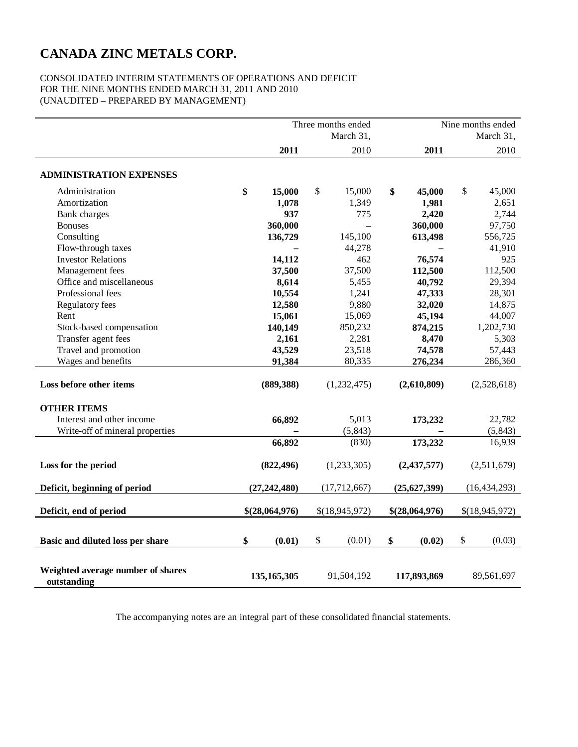# CANADA ZINC METALS CORP.

CONSOLIDATED INTERIM STATEMENTS OF OPERATIONS AND DEFICIT
FOR THE NINE MONTHS ENDED MARCH 31, 2011 AND 2010
(UNAUDITED – PREPARED BY MANAGEMENT)

| | Three months ended March 31, | | Nine months ended March 31, | |
|---|---|---|---|---|
| | **2011** | 2010 | **2011** | 2010 |
| **ADMINISTRATION EXPENSES** | | | | |
| Administration | **$ 15,000** | $ 15,000 | **$ 45,000** | $ 45,000 |
| Amortization | **1,078** | 1,349 | **1,981** | 2,651 |
| Bank charges | **937** | 775 | **2,420** | 2,744 |
| Bonuses | **360,000** | – | **360,000** | 97,750 |
| Consulting | **136,729** | 145,100 | **613,498** | 556,725 |
| Flow-through taxes | **–** | 44,278 | **–** | 41,910 |
| Investor Relations | **14,112** | 462 | **76,574** | 925 |
| Management fees | **37,500** | 37,500 | **112,500** | 112,500 |
| Office and miscellaneous | **8,614** | 5,455 | **40,792** | 29,394 |
| Professional fees | **10,554** | 1,241 | **47,333** | 28,301 |
| Regulatory fees | **12,580** | 9,880 | **32,020** | 14,875 |
| Rent | **15,061** | 15,069 | **45,194** | 44,007 |
| Stock-based compensation | **140,149** | 850,232 | **874,215** | 1,202,730 |
| Transfer agent fees | **2,161** | 2,281 | **8,470** | 5,303 |
| Travel and promotion | **43,529** | 23,518 | **74,578** | 57,443 |
| Wages and benefits | **91,384** | 80,335 | **276,234** | 286,360 |
| **Loss before other items** | **(889,388)** | (1,232,475) | **(2,610,809)** | (2,528,618) |
| **OTHER ITEMS** | | | | |
| Interest and other income | **66,892** | 5,013 | **173,232** | 22,782 |
| Write-off of mineral properties | **–** | (5,843) | **–** | (5,843) |
| | **66,892** | (830) | **173,232** | 16,939 |
| **Loss for the period** | **(822,496)** | (1,233,305) | **(2,437,577)** | (2,511,679) |
| **Deficit, beginning of period** | **(27,242,480)** | (17,712,667) | **(25,627,399)** | (16,434,293) |
| **Deficit, end of period** | **$(28,064,976)** | $(18,945,972) | **$(28,064,976)** | $(18,945,972) |
| **Basic and diluted loss per share** | **$ (0.01)** | $ (0.01) | **$ (0.02)** | $ (0.03) |
| **Weighted average number of shares outstanding** | **135,165,305** | 91,504,192 | **117,893,869** | 89,561,697 |

The accompanying notes are an integral part of these consolidated financial statements.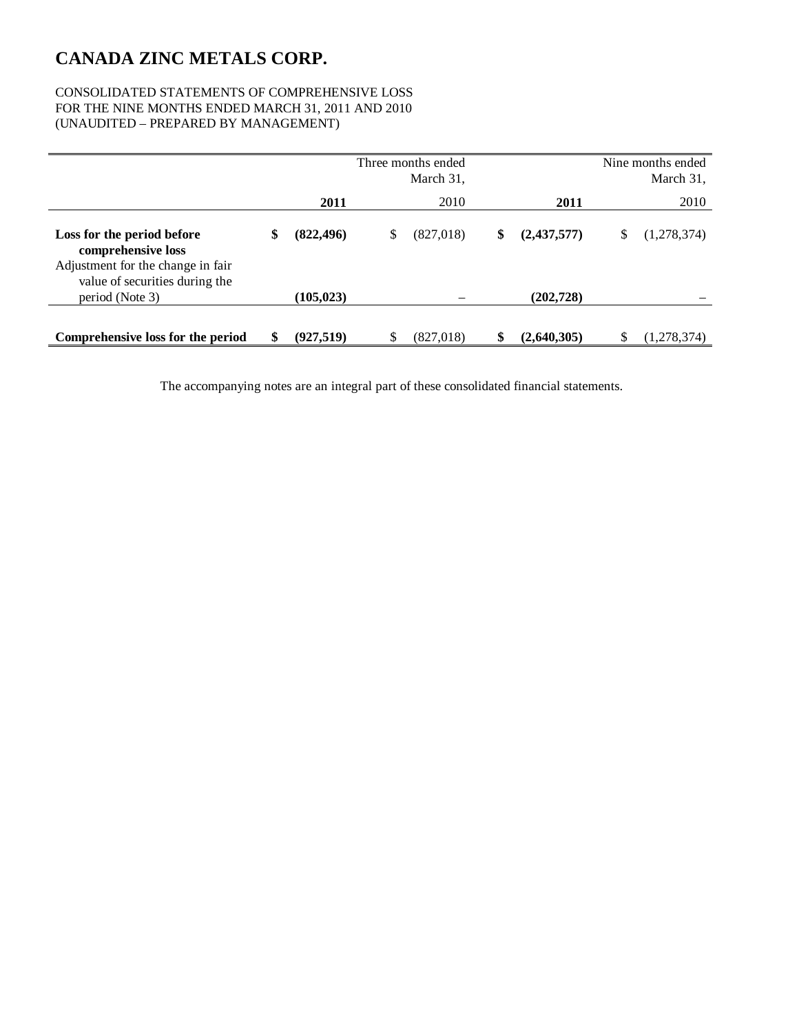# CANADA ZINC METALS CORP.

CONSOLIDATED STATEMENTS OF COMPREHENSIVE LOSS
FOR THE NINE MONTHS ENDED MARCH 31, 2011 AND 2010
(UNAUDITED – PREPARED BY MANAGEMENT)

| | Three months ended March 31, | | Nine months ended March 31, | |
|---|---|---|---|---|
| | **2011** | 2010 | **2011** | 2010 |
| **Loss for the period before comprehensive loss** | **$ (822,496)** | $ (827,018) | **$ (2,437,577)** | $ (1,278,374) |
| Adjustment for the change in fair value of securities during the period (Note 3) | **(105,023)** | – | **(202,728)** | – |
| **Comprehensive loss for the period** | **$ (927,519)** | $ (827,018) | **$ (2,640,305)** | $ (1,278,374) |

The accompanying notes are an integral part of these consolidated financial statements.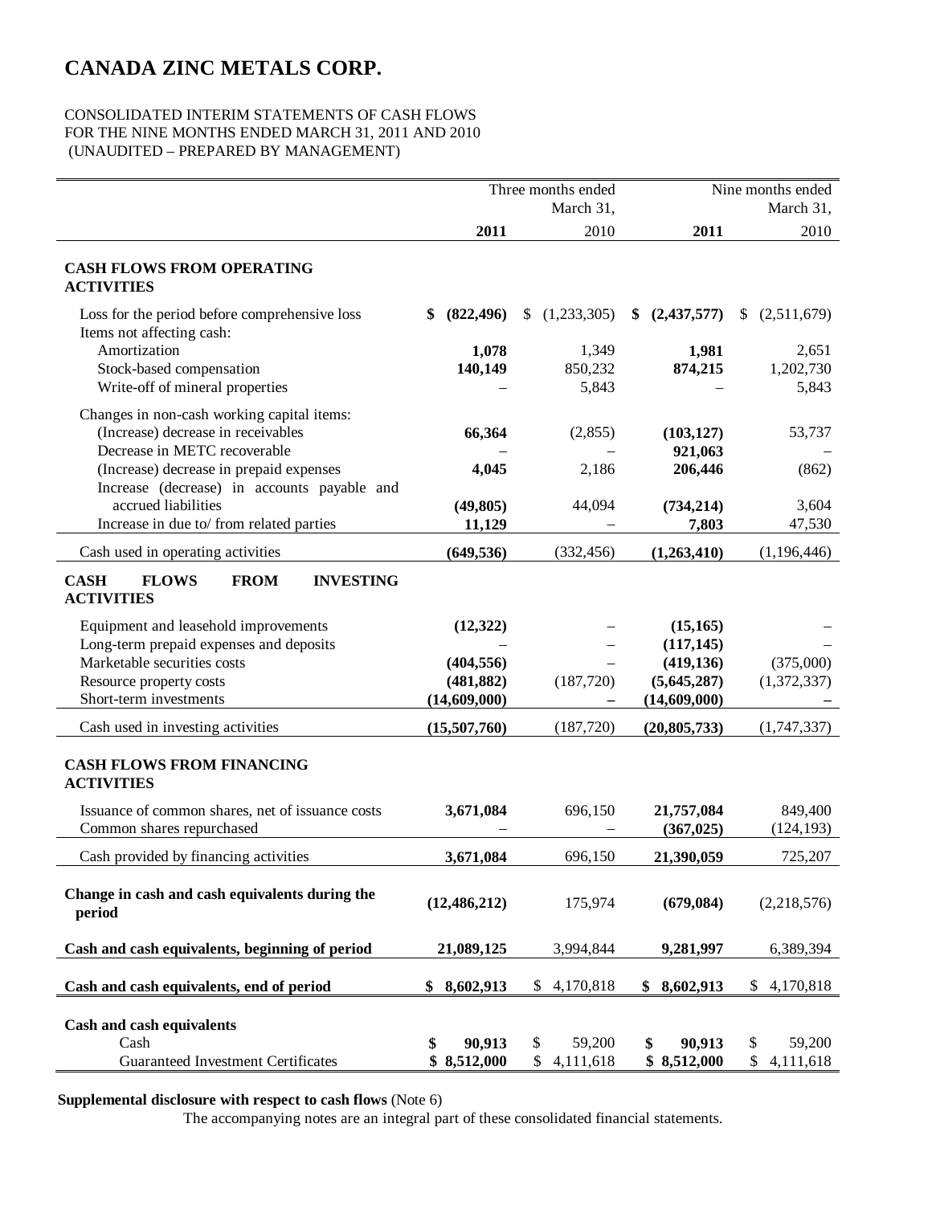# CANADA ZINC METALS CORP.

CONSOLIDATED INTERIM STATEMENTS OF CASH FLOWS
FOR THE NINE MONTHS ENDED MARCH 31, 2011 AND 2010
(UNAUDITED – PREPARED BY MANAGEMENT)

| | Three months ended March 31, | | Nine months ended March 31, | |
|---|---|---|---|---|
| | **2011** | 2010 | **2011** | 2010 |
| **CASH FLOWS FROM OPERATING ACTIVITIES** | | | | |
| Loss for the period before comprehensive loss | **$ (822,496)** | $ (1,233,305) | **$ (2,437,577)** | $ (2,511,679) |
| Items not affecting cash: | | | | |
| Amortization | **1,078** | 1,349 | **1,981** | 2,651 |
| Stock-based compensation | **140,149** | 850,232 | **874,215** | 1,202,730 |
| Write-off of mineral properties | – | 5,843 | – | 5,843 |
| Changes in non-cash working capital items: | | | | |
| (Increase) decrease in receivables | **66,364** | (2,855) | **(103,127)** | 53,737 |
| Decrease in METC recoverable | – | – | **921,063** | – |
| (Increase) decrease in prepaid expenses | **4,045** | 2,186 | **206,446** | (862) |
| Increase (decrease) in accounts payable and accrued liabilities | **(49,805)** | 44,094 | **(734,214)** | 3,604 |
| Increase in due to/ from related parties | **11,129** | – | **7,803** | 47,530 |
| Cash used in operating activities | **(649,536)** | (332,456) | **(1,263,410)** | (1,196,446) |
| **CASH FLOWS FROM INVESTING ACTIVITIES** | | | | |
| Equipment and leasehold improvements | **(12,322)** | – | **(15,165)** | – |
| Long-term prepaid expenses and deposits | – | – | **(117,145)** | – |
| Marketable securities costs | **(404,556)** | – | **(419,136)** | (375,000) |
| Resource property costs | **(481,882)** | (187,720) | **(5,645,287)** | (1,372,337) |
| Short-term investments | **(14,609,000)** | **–** | **(14,609,000)** | **–** |
| Cash used in investing activities | **(15,507,760)** | (187,720) | **(20,805,733)** | (1,747,337) |
| **CASH FLOWS FROM FINANCING ACTIVITIES** | | | | |
| Issuance of common shares, net of issuance costs | **3,671,084** | 696,150 | **21,757,084** | 849,400 |
| Common shares repurchased | – | – | **(367,025)** | (124,193) |
| Cash provided by financing activities | **3,671,084** | 696,150 | **21,390,059** | 725,207 |
| **Change in cash and cash equivalents during the period** | **(12,486,212)** | 175,974 | **(679,084)** | (2,218,576) |
| **Cash and cash equivalents, beginning of period** | **21,089,125** | 3,994,844 | **9,281,997** | 6,389,394 |
| **Cash and cash equivalents, end of period** | **$ 8,602,913** | $ 4,170,818 | **$ 8,602,913** | $ 4,170,818 |
| **Cash and cash equivalents** | | | | |
| Cash | **$ 90,913** | $ 59,200 | **$ 90,913** | $ 59,200 |
| Guaranteed Investment Certificates | **$ 8,512,000** | $ 4,111,618 | **$ 8,512,000** | $ 4,111,618 |

**Supplemental disclosure with respect to cash flows** (Note 6)

The accompanying notes are an integral part of these consolidated financial statements.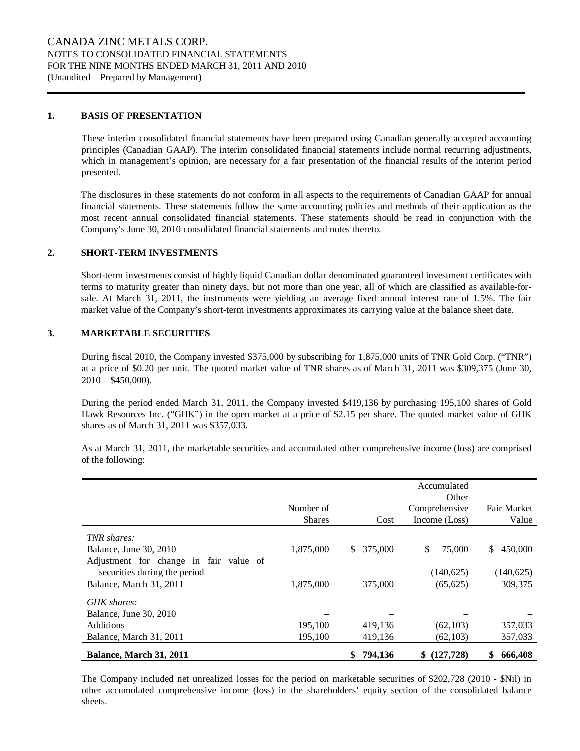CANADA ZINC METALS CORP.
NOTES TO CONSOLIDATED FINANCIAL STATEMENTS
FOR THE NINE MONTHS ENDED MARCH 31, 2011 AND 2010
(Unaudited – Prepared by Management)

## 1. BASIS OF PRESENTATION

These interim consolidated financial statements have been prepared using Canadian generally accepted accounting principles (Canadian GAAP). The interim consolidated financial statements include normal recurring adjustments, which in management's opinion, are necessary for a fair presentation of the financial results of the interim period presented.

The disclosures in these statements do not conform in all aspects to the requirements of Canadian GAAP for annual financial statements. These statements follow the same accounting policies and methods of their application as the most recent annual consolidated financial statements. These statements should be read in conjunction with the Company's June 30, 2010 consolidated financial statements and notes thereto.

## 2. SHORT-TERM INVESTMENTS

Short-term investments consist of highly liquid Canadian dollar denominated guaranteed investment certificates with terms to maturity greater than ninety days, but not more than one year, all of which are classified as available-for-sale. At March 31, 2011, the instruments were yielding an average fixed annual interest rate of 1.5%. The fair market value of the Company's short-term investments approximates its carrying value at the balance sheet date.

## 3. MARKETABLE SECURITIES

During fiscal 2010, the Company invested $375,000 by subscribing for 1,875,000 units of TNR Gold Corp. ("TNR") at a price of $0.20 per unit. The quoted market value of TNR shares as of March 31, 2011 was $309,375 (June 30, 2010 – $450,000).

During the period ended March 31, 2011, the Company invested $419,136 by purchasing 195,100 shares of Gold Hawk Resources Inc. ("GHK") in the open market at a price of $2.15 per share. The quoted market value of GHK shares as of March 31, 2011 was $357,033.

As at March 31, 2011, the marketable securities and accumulated other comprehensive income (loss) are comprised of the following:

| | Number of Shares | Cost | Accumulated Other Comprehensive Income (Loss) | Fair Market Value |
|---|---|---|---|---|
| *TNR shares:* | | | | |
| Balance, June 30, 2010 | 1,875,000 | $ 375,000 | $ 75,000 | $ 450,000 |
| Adjustment for change in fair value of securities during the period | – | – | (140,625) | (140,625) |
| Balance, March 31, 2011 | 1,875,000 | 375,000 | (65,625) | 309,375 |
| *GHK shares:* | | | | |
| Balance, June 30, 2010 | – | – | – | – |
| Additions | 195,100 | 419,136 | (62,103) | 357,033 |
| Balance, March 31, 2011 | 195,100 | 419,136 | (62,103) | 357,033 |
| **Balance, March 31, 2011** | | **$ 794,136** | **$ (127,728)** | **$ 666,408** |

The Company included net unrealized losses for the period on marketable securities of $202,728 (2010 - $Nil) in other accumulated comprehensive income (loss) in the shareholders' equity section of the consolidated balance sheets.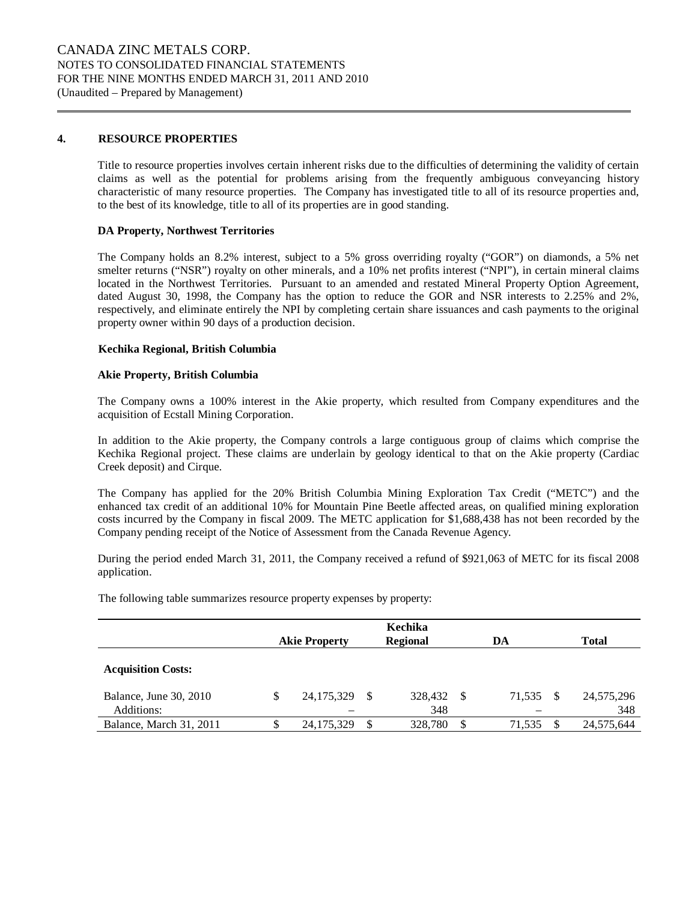## 4. RESOURCE PROPERTIES

Title to resource properties involves certain inherent risks due to the difficulties of determining the validity of certain claims as well as the potential for problems arising from the frequently ambiguous conveyancing history characteristic of many resource properties. The Company has investigated title to all of its resource properties and, to the best of its knowledge, title to all of its properties are in good standing.

**DA Property, Northwest Territories**

The Company holds an 8.2% interest, subject to a 5% gross overriding royalty ("GOR") on diamonds, a 5% net smelter returns ("NSR") royalty on other minerals, and a 10% net profits interest ("NPI"), in certain mineral claims located in the Northwest Territories. Pursuant to an amended and restated Mineral Property Option Agreement, dated August 30, 1998, the Company has the option to reduce the GOR and NSR interests to 2.25% and 2%, respectively, and eliminate entirely the NPI by completing certain share issuances and cash payments to the original property owner within 90 days of a production decision.

**Kechika Regional, British Columbia**

**Akie Property, British Columbia**

The Company owns a 100% interest in the Akie property, which resulted from Company expenditures and the acquisition of Ecstall Mining Corporation.

In addition to the Akie property, the Company controls a large contiguous group of claims which comprise the Kechika Regional project. These claims are underlain by geology identical to that on the Akie property (Cardiac Creek deposit) and Cirque.

The Company has applied for the 20% British Columbia Mining Exploration Tax Credit ("METC") and the enhanced tax credit of an additional 10% for Mountain Pine Beetle affected areas, on qualified mining exploration costs incurred by the Company in fiscal 2009. The METC application for $1,688,438 has not been recorded by the Company pending receipt of the Notice of Assessment from the Canada Revenue Agency.

During the period ended March 31, 2011, the Company received a refund of $921,063 of METC for its fiscal 2008 application.

The following table summarizes resource property expenses by property:

| | Akie Property | Kechika Regional | DA | Total |
|---|---|---|---|---|
| **Acquisition Costs:** | | | | |
| Balance, June 30, 2010 | $ 24,175,329 | $ 328,432 | $ 71,535 | $ 24,575,296 |
| Additions: | – | 348 | – | 348 |
| Balance, March 31, 2011 | $ 24,175,329 | $ 328,780 | $ 71,535 | $ 24,575,644 |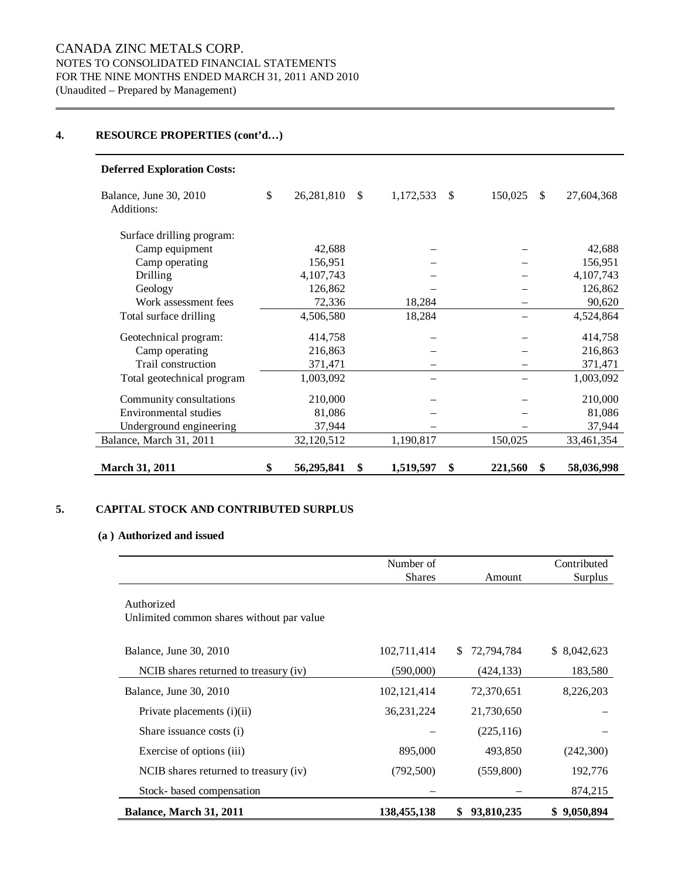## 4. RESOURCE PROPERTIES (cont'd…)

| Deferred Exploration Costs: | | | | |
|---|---|---|---|---|
| Balance, June 30, 2010 | $ 26,281,810 | $ 1,172,533 | $ 150,025 | $ 27,604,368 |
| Additions: | | | | |
| Surface drilling program: | | | | |
| Camp equipment | 42,688 | – | – | 42,688 |
| Camp operating | 156,951 | – | – | 156,951 |
| Drilling | 4,107,743 | – | – | 4,107,743 |
| Geology | 126,862 | – | – | 126,862 |
| Work assessment fees | 72,336 | 18,284 | – | 90,620 |
| Total surface drilling | 4,506,580 | 18,284 | – | 4,524,864 |
| Geotechnical program: | 414,758 | – | – | 414,758 |
| Camp operating | 216,863 | – | – | 216,863 |
| Trail construction | 371,471 | – | – | 371,471 |
| Total geotechnical program | 1,003,092 | – | – | 1,003,092 |
| Community consultations | 210,000 | – | – | 210,000 |
| Environmental studies | 81,086 | – | – | 81,086 |
| Underground engineering | 37,944 | – | – | 37,944 |
| Balance, March 31, 2011 | 32,120,512 | 1,190,817 | 150,025 | 33,461,354 |
| **March 31, 2011** | **$ 56,295,841** | **$ 1,519,597** | **$ 221,560** | **$ 58,036,998** |

## 5. CAPITAL STOCK AND CONTRIBUTED SURPLUS

### (a ) Authorized and issued

| | Number of Shares | Amount | Contributed Surplus |
|---|---|---|---|
| Authorized<br>Unlimited common shares without par value | | | |
| Balance, June 30, 2010 | 102,711,414 | $ 72,794,784 | $ 8,042,623 |
| NCIB shares returned to treasury (iv) | (590,000) | (424,133) | 183,580 |
| Balance, June 30, 2010 | 102,121,414 | 72,370,651 | 8,226,203 |
| Private placements (i)(ii) | 36,231,224 | 21,730,650 | – |
| Share issuance costs (i) | – | (225,116) | – |
| Exercise of options (iii) | 895,000 | 493,850 | (242,300) |
| NCIB shares returned to treasury (iv) | (792,500) | (559,800) | 192,776 |
| Stock- based compensation | – | – | 874,215 |
| **Balance, March 31, 2011** | **138,455,138** | **$ 93,810,235** | **$ 9,050,894** |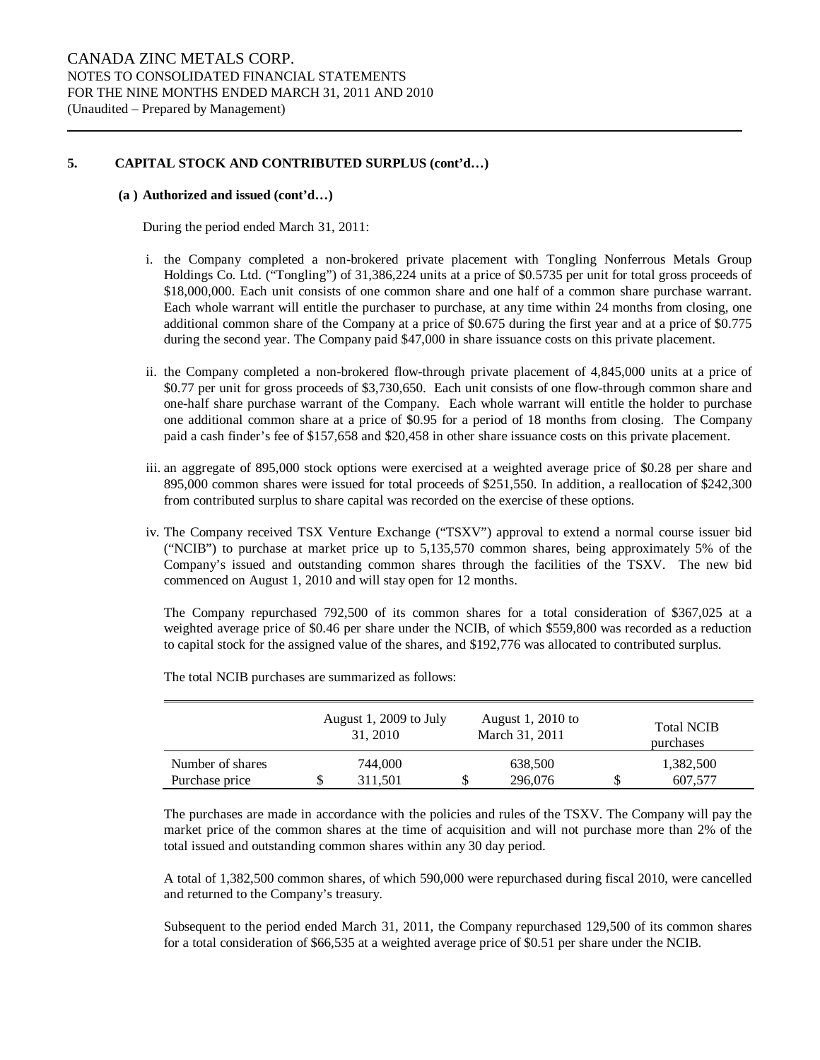CANADA ZINC METALS CORP.
NOTES TO CONSOLIDATED FINANCIAL STATEMENTS
FOR THE NINE MONTHS ENDED MARCH 31, 2011 AND 2010
(Unaudited – Prepared by Management)

## 5. CAPITAL STOCK AND CONTRIBUTED SURPLUS (cont'd…)

### (a) Authorized and issued (cont'd…)

During the period ended March 31, 2011:

i. the Company completed a non-brokered private placement with Tongling Nonferrous Metals Group Holdings Co. Ltd. ("Tongling") of 31,386,224 units at a price of $0.5735 per unit for total gross proceeds of $18,000,000. Each unit consists of one common share and one half of a common share purchase warrant. Each whole warrant will entitle the purchaser to purchase, at any time within 24 months from closing, one additional common share of the Company at a price of $0.675 during the first year and at a price of $0.775 during the second year. The Company paid $47,000 in share issuance costs on this private placement.

ii. the Company completed a non-brokered flow-through private placement of 4,845,000 units at a price of $0.77 per unit for gross proceeds of $3,730,650. Each unit consists of one flow-through common share and one-half share purchase warrant of the Company. Each whole warrant will entitle the holder to purchase one additional common share at a price of $0.95 for a period of 18 months from closing. The Company paid a cash finder's fee of $157,658 and $20,458 in other share issuance costs on this private placement.

iii. an aggregate of 895,000 stock options were exercised at a weighted average price of $0.28 per share and 895,000 common shares were issued for total proceeds of $251,550. In addition, a reallocation of $242,300 from contributed surplus to share capital was recorded on the exercise of these options.

iv. The Company received TSX Venture Exchange ("TSXV") approval to extend a normal course issuer bid ("NCIB") to purchase at market price up to 5,135,570 common shares, being approximately 5% of the Company's issued and outstanding common shares through the facilities of the TSXV. The new bid commenced on August 1, 2010 and will stay open for 12 months.

The Company repurchased 792,500 of its common shares for a total consideration of $367,025 at a weighted average price of $0.46 per share under the NCIB, of which $559,800 was recorded as a reduction to capital stock for the assigned value of the shares, and $192,776 was allocated to contributed surplus.

The total NCIB purchases are summarized as follows:

| | August 1, 2009 to July 31, 2010 | August 1, 2010 to March 31, 2011 | Total NCIB purchases |
|---|---|---|---|
| Number of shares | 744,000 | 638,500 | 1,382,500 |
| Purchase price | $ 311,501 | $ 296,076 | $ 607,577 |

The purchases are made in accordance with the policies and rules of the TSXV. The Company will pay the market price of the common shares at the time of acquisition and will not purchase more than 2% of the total issued and outstanding common shares within any 30 day period.

A total of 1,382,500 common shares, of which 590,000 were repurchased during fiscal 2010, were cancelled and returned to the Company's treasury.

Subsequent to the period ended March 31, 2011, the Company repurchased 129,500 of its common shares for a total consideration of $66,535 at a weighted average price of $0.51 per share under the NCIB.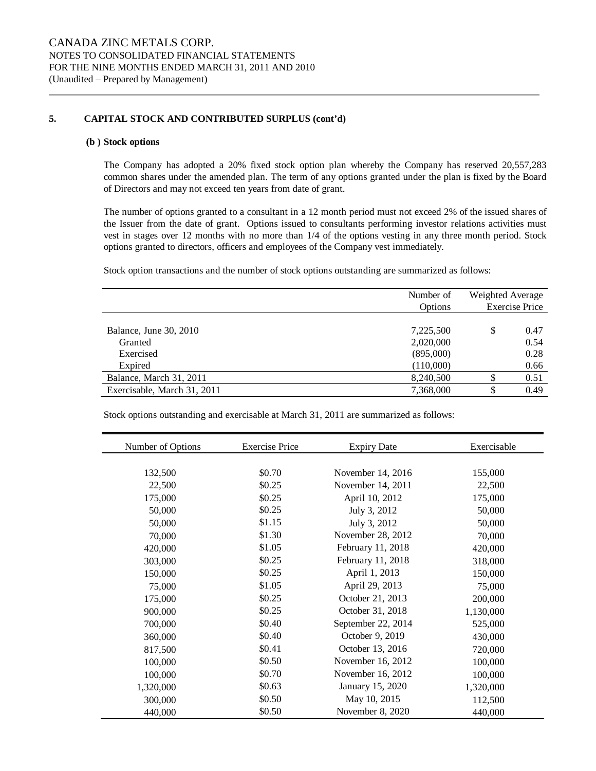CANADA ZINC METALS CORP.
NOTES TO CONSOLIDATED FINANCIAL STATEMENTS
FOR THE NINE MONTHS ENDED MARCH 31, 2011 AND 2010
(Unaudited – Prepared by Management)

## 5. CAPITAL STOCK AND CONTRIBUTED SURPLUS (cont'd)

### (b) Stock options

The Company has adopted a 20% fixed stock option plan whereby the Company has reserved 20,557,283 common shares under the amended plan. The term of any options granted under the plan is fixed by the Board of Directors and may not exceed ten years from date of grant.

The number of options granted to a consultant in a 12 month period must not exceed 2% of the issued shares of the Issuer from the date of grant. Options issued to consultants performing investor relations activities must vest in stages over 12 months with no more than 1/4 of the options vesting in any three month period. Stock options granted to directors, officers and employees of the Company vest immediately.

Stock option transactions and the number of stock options outstanding are summarized as follows:

| | Number of Options | Weighted Average Exercise Price |
|---|---|---|
| Balance, June 30, 2010 | 7,225,500 | $ 0.47 |
| Granted | 2,020,000 | 0.54 |
| Exercised | (895,000) | 0.28 |
| Expired | (110,000) | 0.66 |
| Balance, March 31, 2011 | 8,240,500 | $ 0.51 |
| Exercisable, March 31, 2011 | 7,368,000 | $ 0.49 |

Stock options outstanding and exercisable at March 31, 2011 are summarized as follows:

| Number of Options | Exercise Price | Expiry Date | Exercisable |
|---|---|---|---|
| 132,500 | $0.70 | November 14, 2016 | 155,000 |
| 22,500 | $0.25 | November 14, 2011 | 22,500 |
| 175,000 | $0.25 | April 10, 2012 | 175,000 |
| 50,000 | $0.25 | July 3, 2012 | 50,000 |
| 50,000 | $1.15 | July 3, 2012 | 50,000 |
| 70,000 | $1.30 | November 28, 2012 | 70,000 |
| 420,000 | $1.05 | February 11, 2018 | 420,000 |
| 303,000 | $0.25 | February 11, 2018 | 318,000 |
| 150,000 | $0.25 | April 1, 2013 | 150,000 |
| 75,000 | $1.05 | April 29, 2013 | 75,000 |
| 175,000 | $0.25 | October 21, 2013 | 200,000 |
| 900,000 | $0.25 | October 31, 2018 | 1,130,000 |
| 700,000 | $0.40 | September 22, 2014 | 525,000 |
| 360,000 | $0.40 | October 9, 2019 | 430,000 |
| 817,500 | $0.41 | October 13, 2016 | 720,000 |
| 100,000 | $0.50 | November 16, 2012 | 100,000 |
| 100,000 | $0.70 | November 16, 2012 | 100,000 |
| 1,320,000 | $0.63 | January 15, 2020 | 1,320,000 |
| 300,000 | $0.50 | May 10, 2015 | 112,500 |
| 440,000 | $0.50 | November 8, 2020 | 440,000 |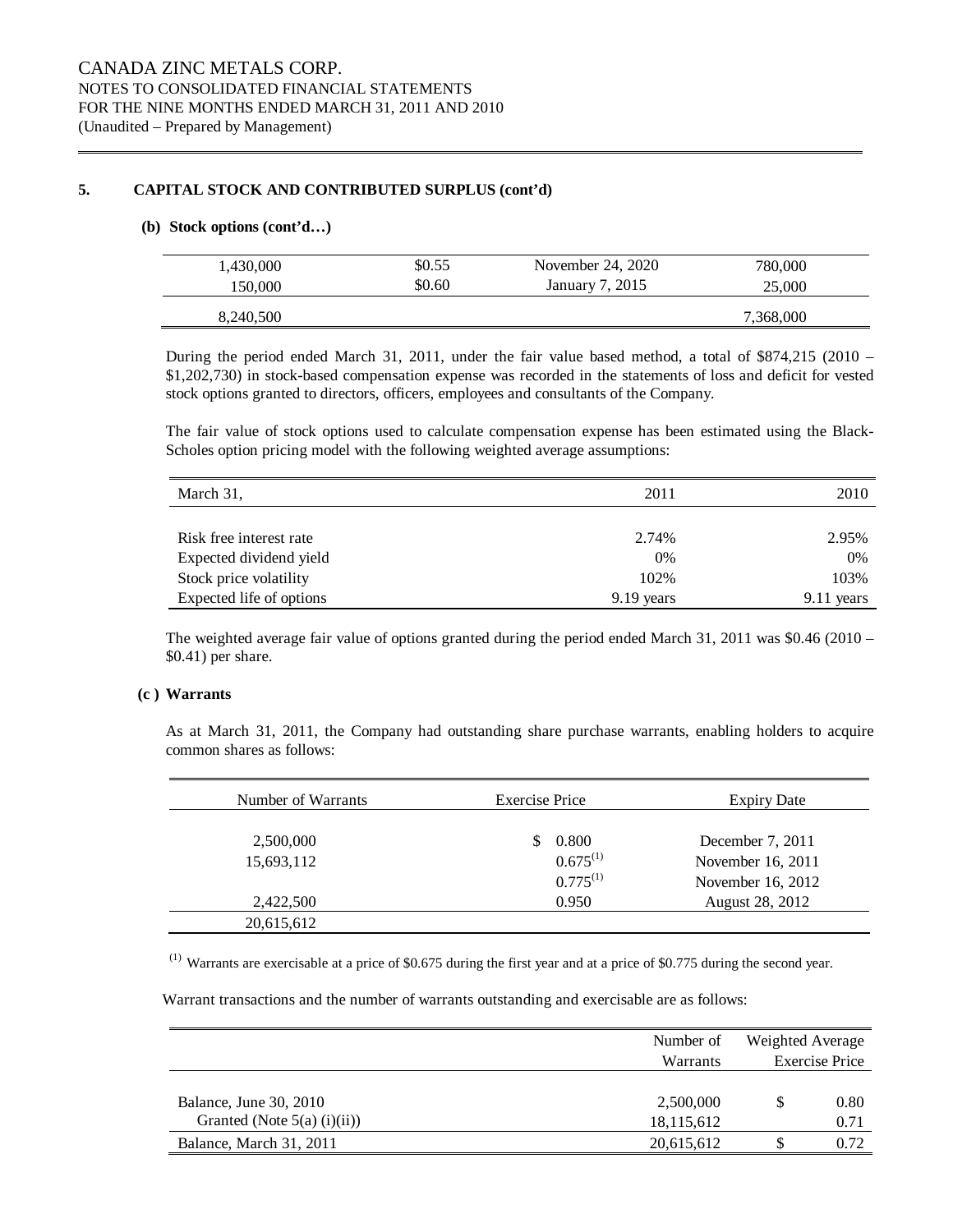## 5. CAPITAL STOCK AND CONTRIBUTED SURPLUS (cont'd)

### (b) Stock options (cont'd…)

| | | | |
|---|---|---|---|
| 1,430,000 | $0.55 | November 24, 2020 | 780,000 |
| 150,000 | $0.60 | January 7, 2015 | 25,000 |
| 8,240,500 | | | 7,368,000 |

During the period ended March 31, 2011, under the fair value based method, a total of $874,215 (2010 – $1,202,730) in stock-based compensation expense was recorded in the statements of loss and deficit for vested stock options granted to directors, officers, employees and consultants of the Company.

The fair value of stock options used to calculate compensation expense has been estimated using the Black-Scholes option pricing model with the following weighted average assumptions:

| March 31, | 2011 | 2010 |
|---|---|---|
| Risk free interest rate | 2.74% | 2.95% |
| Expected dividend yield | 0% | 0% |
| Stock price volatility | 102% | 103% |
| Expected life of options | 9.19 years | 9.11 years |

The weighted average fair value of options granted during the period ended March 31, 2011 was $0.46 (2010 – $0.41) per share.

### (c ) Warrants

As at March 31, 2011, the Company had outstanding share purchase warrants, enabling holders to acquire common shares as follows:

| Number of Warrants | Exercise Price | Expiry Date |
|---|---|---|
| 2,500,000 | $ 0.800 | December 7, 2011 |
| 15,693,112 | 0.675(1) | November 16, 2011 |
| | 0.775(1) | November 16, 2012 |
| 2,422,500 | 0.950 | August 28, 2012 |
| 20,615,612 | | |

(1) Warrants are exercisable at a price of $0.675 during the first year and at a price of $0.775 during the second year.

Warrant transactions and the number of warrants outstanding and exercisable are as follows:

| | Number of Warrants | Weighted Average Exercise Price |
|---|---|---|
| Balance, June 30, 2010 | 2,500,000 | $ 0.80 |
| Granted (Note 5(a) (i)(ii)) | 18,115,612 | 0.71 |
| Balance, March 31, 2011 | 20,615,612 | $ 0.72 |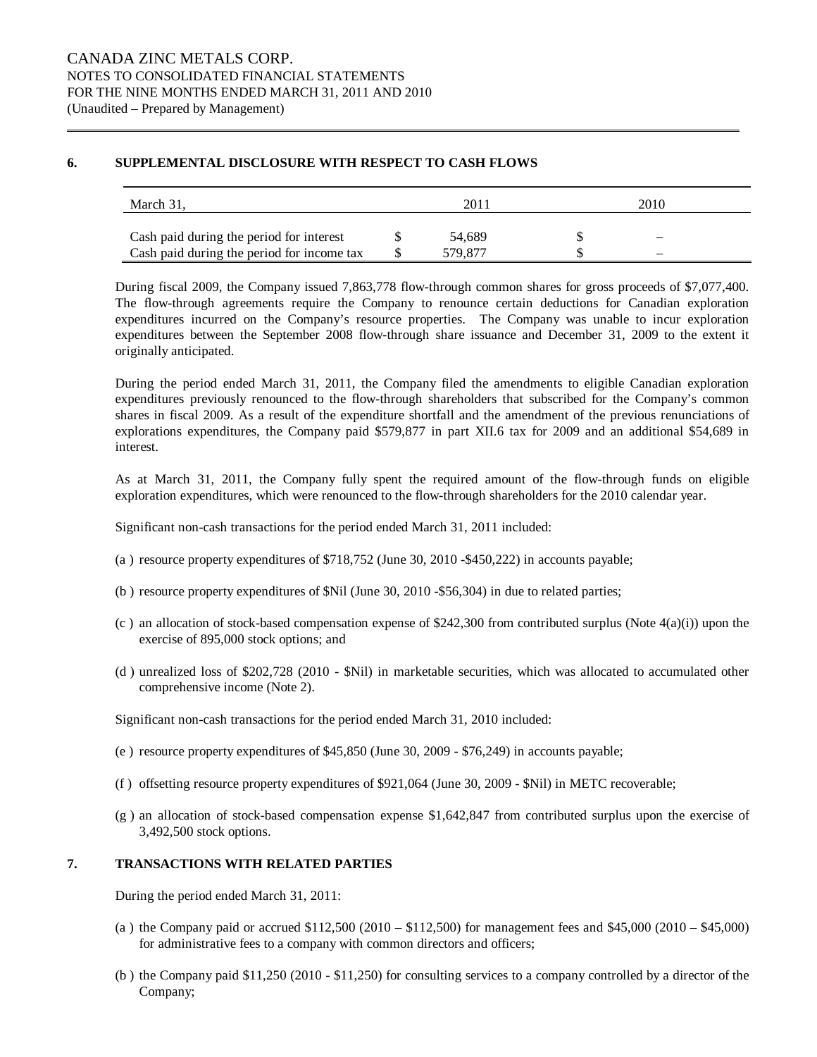## 6. SUPPLEMENTAL DISCLOSURE WITH RESPECT TO CASH FLOWS

| March 31, | 2011 | 2010 |
|---|---|---|
| Cash paid during the period for interest | $ 54,689 | $ – |
| Cash paid during the period for income tax | $ 579,877 | $ – |

During fiscal 2009, the Company issued 7,863,778 flow-through common shares for gross proceeds of $7,077,400. The flow-through agreements require the Company to renounce certain deductions for Canadian exploration expenditures incurred on the Company's resource properties. The Company was unable to incur exploration expenditures between the September 2008 flow-through share issuance and December 31, 2009 to the extent it originally anticipated.

During the period ended March 31, 2011, the Company filed the amendments to eligible Canadian exploration expenditures previously renounced to the flow-through shareholders that subscribed for the Company's common shares in fiscal 2009. As a result of the expenditure shortfall and the amendment of the previous renunciations of explorations expenditures, the Company paid $579,877 in part XII.6 tax for 2009 and an additional $54,689 in interest.

As at March 31, 2011, the Company fully spent the required amount of the flow-through funds on eligible exploration expenditures, which were renounced to the flow-through shareholders for the 2010 calendar year.

Significant non-cash transactions for the period ended March 31, 2011 included:

(a ) resource property expenditures of $718,752 (June 30, 2010 -$450,222) in accounts payable;

(b ) resource property expenditures of $Nil (June 30, 2010 -$56,304) in due to related parties;

(c ) an allocation of stock-based compensation expense of $242,300 from contributed surplus (Note 4(a)(i)) upon the exercise of 895,000 stock options; and

(d ) unrealized loss of $202,728 (2010 - $Nil) in marketable securities, which was allocated to accumulated other comprehensive income (Note 2).

Significant non-cash transactions for the period ended March 31, 2010 included:

(e ) resource property expenditures of $45,850 (June 30, 2009 - $76,249) in accounts payable;

(f ) offsetting resource property expenditures of $921,064 (June 30, 2009 - $Nil) in METC recoverable;

(g ) an allocation of stock-based compensation expense $1,642,847 from contributed surplus upon the exercise of 3,492,500 stock options.

## 7. TRANSACTIONS WITH RELATED PARTIES

During the period ended March 31, 2011:

(a ) the Company paid or accrued $112,500 (2010 – $112,500) for management fees and $45,000 (2010 – $45,000) for administrative fees to a company with common directors and officers;

(b ) the Company paid $11,250 (2010 - $11,250) for consulting services to a company controlled by a director of the Company;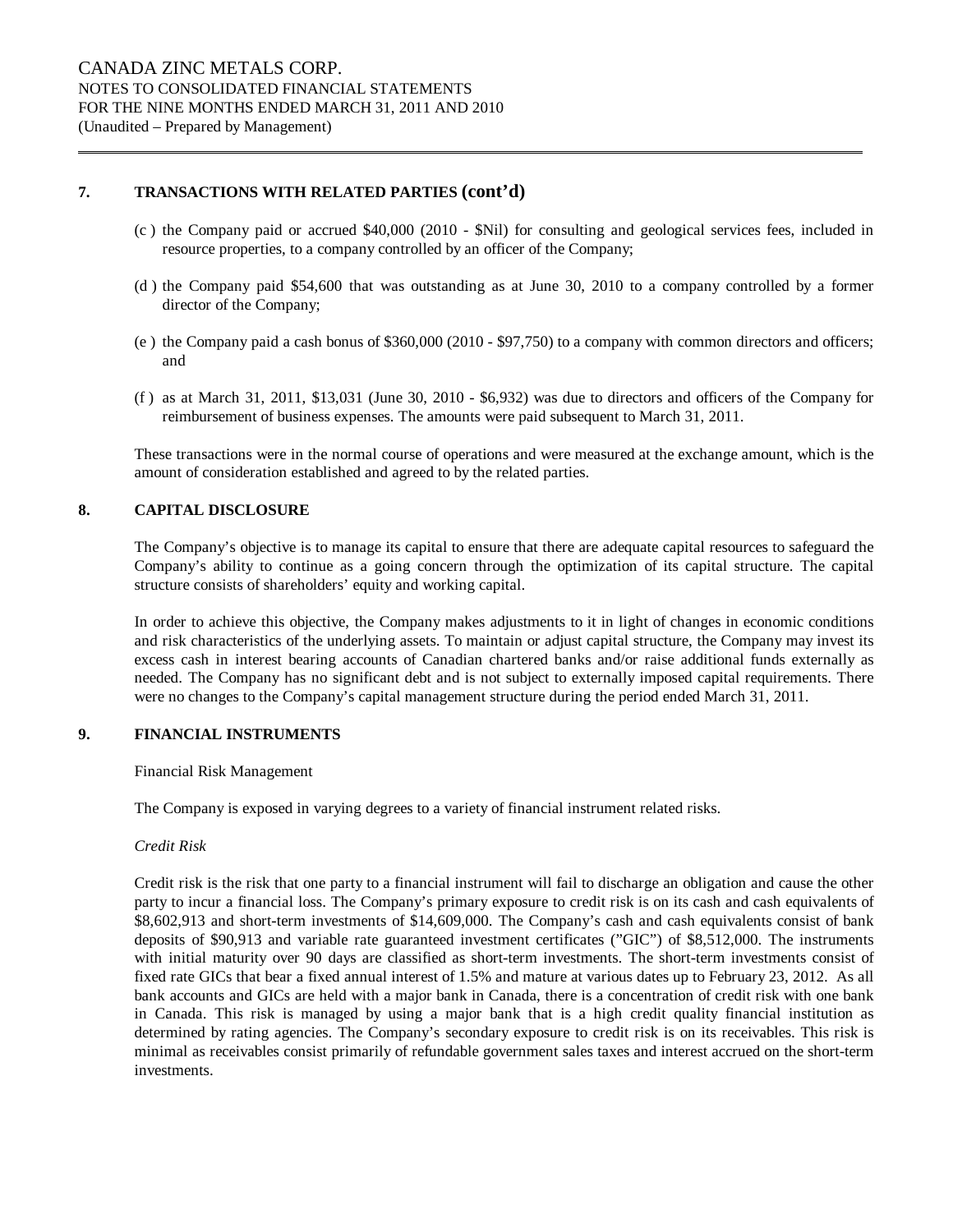## 7. TRANSACTIONS WITH RELATED PARTIES (cont'd)

(c) the Company paid or accrued $40,000 (2010 - $Nil) for consulting and geological services fees, included in resource properties, to a company controlled by an officer of the Company;

(d) the Company paid $54,600 that was outstanding as at June 30, 2010 to a company controlled by a former director of the Company;

(e) the Company paid a cash bonus of $360,000 (2010 - $97,750) to a company with common directors and officers; and

(f) as at March 31, 2011, $13,031 (June 30, 2010 - $6,932) was due to directors and officers of the Company for reimbursement of business expenses. The amounts were paid subsequent to March 31, 2011.

These transactions were in the normal course of operations and were measured at the exchange amount, which is the amount of consideration established and agreed to by the related parties.

## 8. CAPITAL DISCLOSURE

The Company's objective is to manage its capital to ensure that there are adequate capital resources to safeguard the Company's ability to continue as a going concern through the optimization of its capital structure. The capital structure consists of shareholders' equity and working capital.

In order to achieve this objective, the Company makes adjustments to it in light of changes in economic conditions and risk characteristics of the underlying assets. To maintain or adjust capital structure, the Company may invest its excess cash in interest bearing accounts of Canadian chartered banks and/or raise additional funds externally as needed. The Company has no significant debt and is not subject to externally imposed capital requirements. There were no changes to the Company's capital management structure during the period ended March 31, 2011.

## 9. FINANCIAL INSTRUMENTS

Financial Risk Management

The Company is exposed in varying degrees to a variety of financial instrument related risks.

*Credit Risk*

Credit risk is the risk that one party to a financial instrument will fail to discharge an obligation and cause the other party to incur a financial loss. The Company's primary exposure to credit risk is on its cash and cash equivalents of $8,602,913 and short-term investments of $14,609,000. The Company's cash and cash equivalents consist of bank deposits of $90,913 and variable rate guaranteed investment certificates ("GIC") of $8,512,000. The instruments with initial maturity over 90 days are classified as short-term investments. The short-term investments consist of fixed rate GICs that bear a fixed annual interest of 1.5% and mature at various dates up to February 23, 2012. As all bank accounts and GICs are held with a major bank in Canada, there is a concentration of credit risk with one bank in Canada. This risk is managed by using a major bank that is a high credit quality financial institution as determined by rating agencies. The Company's secondary exposure to credit risk is on its receivables. This risk is minimal as receivables consist primarily of refundable government sales taxes and interest accrued on the short-term investments.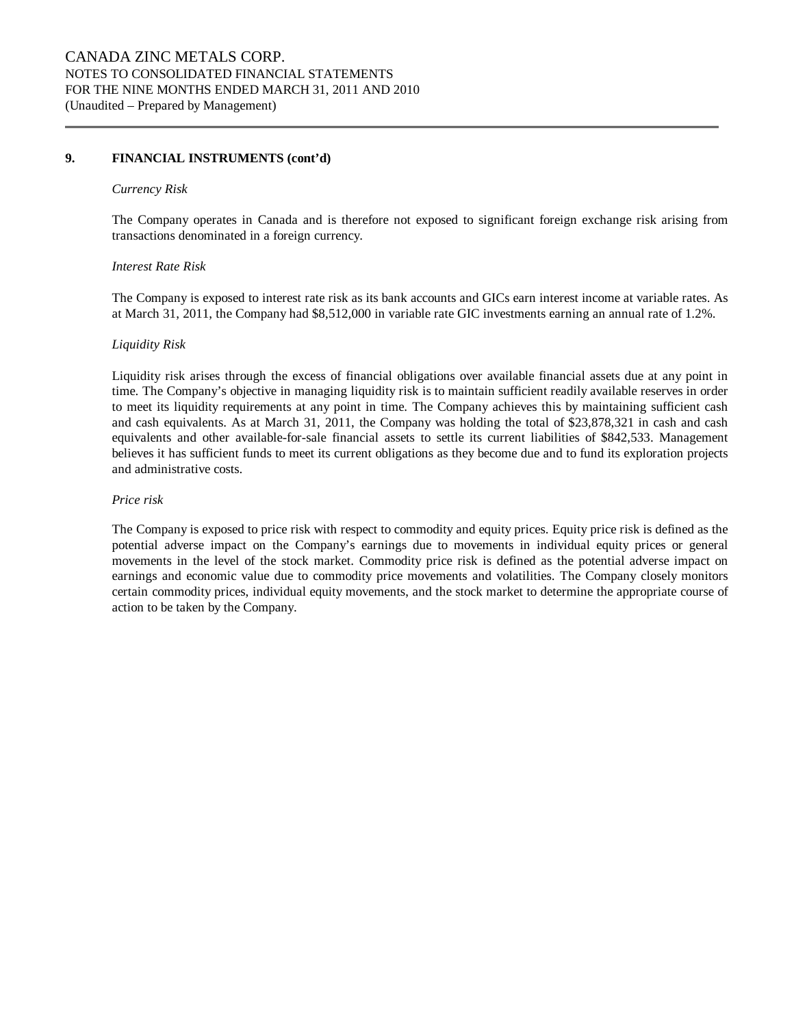## 9. FINANCIAL INSTRUMENTS (cont'd)

*Currency Risk*

The Company operates in Canada and is therefore not exposed to significant foreign exchange risk arising from transactions denominated in a foreign currency.

*Interest Rate Risk*

The Company is exposed to interest rate risk as its bank accounts and GICs earn interest income at variable rates. As at March 31, 2011, the Company had $8,512,000 in variable rate GIC investments earning an annual rate of 1.2%.

*Liquidity Risk*

Liquidity risk arises through the excess of financial obligations over available financial assets due at any point in time. The Company's objective in managing liquidity risk is to maintain sufficient readily available reserves in order to meet its liquidity requirements at any point in time. The Company achieves this by maintaining sufficient cash and cash equivalents. As at March 31, 2011, the Company was holding the total of $23,878,321 in cash and cash equivalents and other available-for-sale financial assets to settle its current liabilities of $842,533. Management believes it has sufficient funds to meet its current obligations as they become due and to fund its exploration projects and administrative costs.

*Price risk*

The Company is exposed to price risk with respect to commodity and equity prices. Equity price risk is defined as the potential adverse impact on the Company's earnings due to movements in individual equity prices or general movements in the level of the stock market. Commodity price risk is defined as the potential adverse impact on earnings and economic value due to commodity price movements and volatilities. The Company closely monitors certain commodity prices, individual equity movements, and the stock market to determine the appropriate course of action to be taken by the Company.